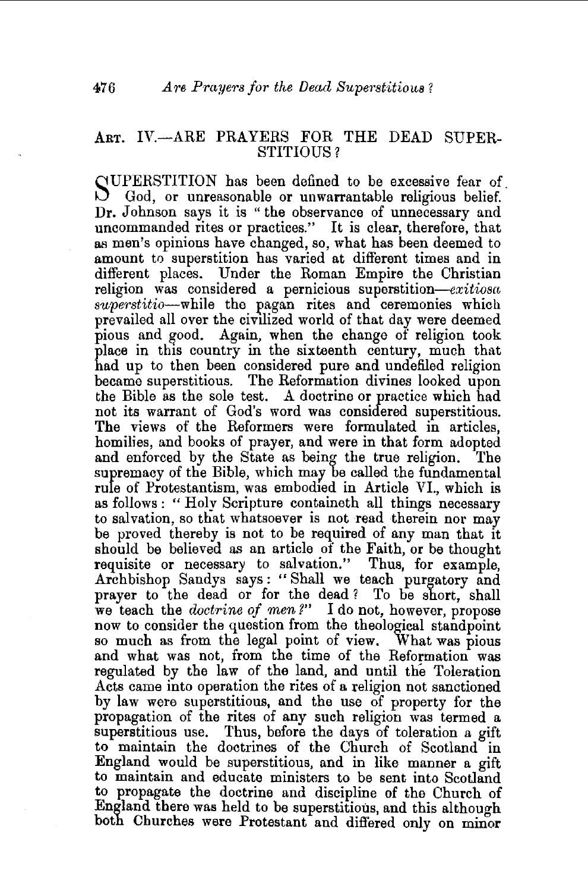## ART. IV.—ARE PRAYERS FOR THE DEAD SUPERSTITIOUS?

SUPERSTITION has been defined to be excessive fear of God, or unreasonable or unwarrantable religious belief. Dr. Johnson says it is "the observance of unnecessary and uncommanded rites or practices." It is clear, therefore, that as men's opinions have changed, so, what has been deemed to amount to superstition has varied at different times and in different places. Under the Roman Empire the Christian religion was considered a pernicious superstition—*exitiosa superstitio*—while the pagan rites and ceremonies which prevailed all over the civilized world of that day were deemed pious and good. Again, when the change of religion took place in this country in the sixteenth century, much that had up to then been considered pure and undefiled religion became superstitious. The Reformation divines looked upon the Bible as the sole test. A doctrine or practice which had not its warrant of God's word was considered superstitious. The views of the Reformers were formulated in articles, homilies, and books of prayer, and were in that form adopted and enforced by the State as being the true religion. The supremacy of the Bible, which may be called the fundamental rule of Protestantism, was embodied in Article VI., which is as follows: "Holy Scripture containeth all things necessary to salvation, so that whatsoever is not read therein nor may be proved thereby is not to be required of any man that it should be believed as an article of the Faith, or be thought requisite or necessary to salvation." Thus, for example, Archbishop Sandys says: "Shall we teach purgatory and prayer to the dead or for the dead? To be short, shall we teach the *doctrine of men?*" I do not, however, propose now to consider the question from the theological standpoint so much as from the legal point of view. What was pious and what was not, from the time of the Reformation was regulated by the law of the land, and until the Toleration Acts came into operation the rites of a religion not sanctioned by law were superstitious, and the use of property for the propagation of the rites of any such religion was termed a superstitious use. Thus, before the days of toleration a gift to maintain the doctrines of the Church of Scotland in England would be superstitious, and in like manner a gift to maintain and educate ministers to be sent into Scotland to propagate the doctrine and discipline of the Church of England there was held to be superstitious, and this although both Churches were Protestant and differed only on minor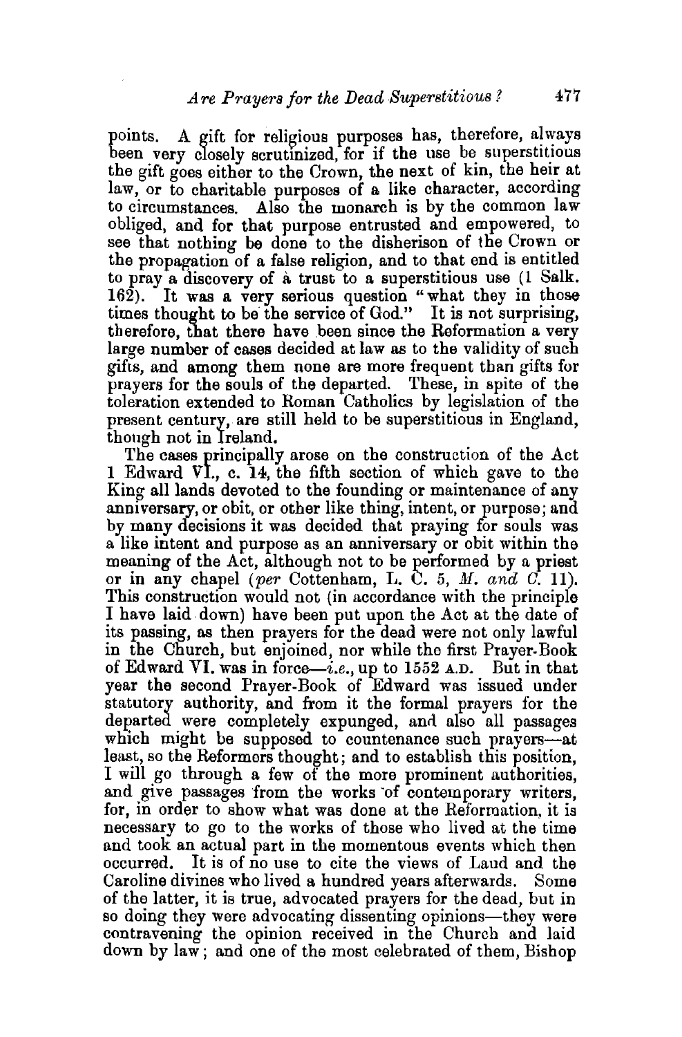points. A gift for religious purposes has, therefore, always been very closely scrutinized, for if the use be superstitious the gift goes either to the Crown, the next of kin, the heir at law, or to charitable purposes of a like character, according to circumstances. Also the monarch is by the common law obliged, and for that purpose entrusted and empowered, to see that nothing be done to the disherison of the Crown or the propagation of a false religion, and to that end is entitled to pray a discovery of a trust to a superstitious use (1 Salk. 162). It was a very serious question "what they in those times thought to be the service of God." It is not surprising, therefore, that there have been since the Reformation a very large number of cases decided at law as to the validity of such gifts, and among them none are more frequent than gifts for prayers for the souls of the departed. These, in spite of the toleration extended to Roman Catholics by legislation of the present century, are still held to be superstitious in England, though not in Ireland.

The cases principally arose on the construction of the Act 1 Edward VI., c. 14, the fifth section of which gave to the King all lands devoted to the founding or maintenance of any anniversary, or obit, or other like thing, intent, or purpose; and by many decisions it was decided that praying for souls was a like intent and purpose as an anniversary or obit within the meaning of the Act, although not to be performed by a priest or in any chapel (*per* Cottenham, L. C. 5, *M. and C.* 11). This construction would not (in accordance with the principle I have laid down) have been put upon the Act at the date of its passing, as then prayers for the dead were not only lawful in the Church, but enjoined, nor while the first Prayer-Book of Edward VI. was in force—*i.e.*, up to 1552 A.D. But in that year the second Prayer-Book of Edward was issued under statutory authority, and from it the formal prayers for the departed were completely expunged, and also all passages which might be supposed to countenance such prayers—at least, so the Reformers thought; and to establish this position, I will go through a few of the more prominent authorities, and give passages from the works of contemporary writers, for, in order to show what was done at the Reformation, it is necessary to go to the works of those who lived at the time and took an actual part in the momentous events which then occurred. It is of no use to cite the views of Laud and the Caroline divines who lived a hundred years afterwards. Some of the latter, it is true, advocated prayers for the dead, but in so doing they were advocating dissenting opinions—they were contravening the opinion received in the Church and laid down by law; and one of the most celebrated of them, Bishop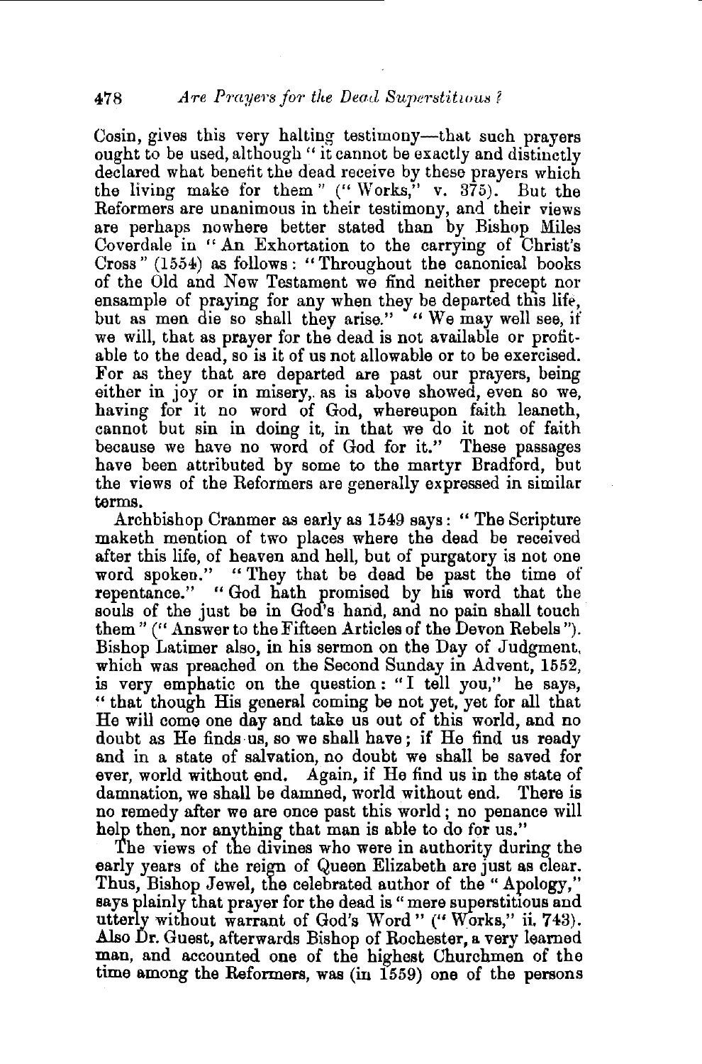Cosin, gives this very halting testimony—that such prayers ought to be used, although "it cannot be exactly and distinctly declared what benefit the dead receive by these prayers which the living make for them" ("Works," v. 375). But the Reformers are unanimous in their testimony, and their views are perhaps nowhere better stated than by Bishop Miles Coverdale in "An Exhortation to the carrying of Christ's Cross" (1554) as follows: "Throughout the canonical books of the Old and New Testament we find neither precept nor ensample of praying for any when they be departed this life, but as men die so shall they arise." "We may well see, if we will, that as prayer for the dead is not available or profitable to the dead, so is it of us not allowable or to be exercised. For as they that are departed are past our prayers, being either in joy or in misery, as is above showed, even so we, having for it no word of God, whereupon faith leaneth, cannot but sin in doing it, in that we do it not of faith because we have no word of God for it." These passages have been attributed by some to the martyr Bradford, but the views of the Reformers are generally expressed in similar terms.

Archbishop Cranmer as early as 1549 says: "The Scripture maketh mention of two places where the dead be received after this life, of heaven and hell, but of purgatory is not one word spoken." "They that be dead be past the time of repentance." "God hath promised by his word that the souls of the just be in God's hand, and no pain shall touch them" ("Answer to the Fifteen Articles of the Devon Rebels"). Bishop Latimer also, in his sermon on the Day of Judgment, which was preached on the Second Sunday in Advent, 1552, is very emphatic on the question: "I tell you," he says, "that though His general coming be not yet, yet for all that He will come one day and take us out of this world, and no doubt as He finds us, so we shall have; if He find us ready and in a state of salvation, no doubt we shall be saved for ever, world without end. Again, if He find us in the state of damnation, we shall be damned, world without end. There is no remedy after we are once past this world; no penance will help then, nor anything that man is able to do for us."

The views of the divines who were in authority during the early years of the reign of Queen Elizabeth are just as clear. Thus, Bishop Jewel, the celebrated author of the "Apology," says plainly that prayer for the dead is "mere superstitious and utterly without warrant of God's Word" ("Works," ii. 743). Also Dr. Guest, afterwards Bishop of Rochester, a very learned man, and accounted one of the highest Churchmen of the time among the Reformers, was (in 1559) one of the persons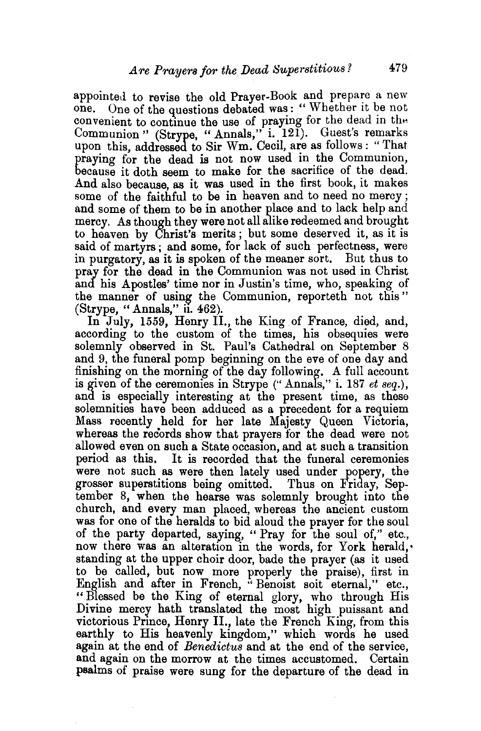appointed to revise the old Prayer-Book and prepare a new one. One of the questions debated was: "Whether it be not convenient to continue the use of praying for the dead in the Communion" (Strype, "Annals," i. 121). Guest's remarks upon this, addressed to Sir Wm. Cecil, are as follows: "That praying for the dead is not now used in the Communion, because it doth seem to make for the sacrifice of the dead. And also because, as it was used in the first book, it makes some of the faithful to be in heaven and to need no mercy; and some of them to be in another place and to lack help and mercy. As though they were not all alike redeemed and brought to heaven by Christ's merits; but some deserved it, as it is said of martyrs; and some, for lack of such perfectness, were in purgatory, as it is spoken of the meaner sort. But thus to pray for the dead in the Communion was not used in Christ and his Apostles' time nor in Justin's time, who, speaking of the manner of using the Communion, reporteth not this" (Strype, "Annals," ii. 462).

In July, 1559, Henry II., the King of France, died, and, according to the custom of the times, his obsequies were solemnly observed in St. Paul's Cathedral on September 8 and 9, the funeral pomp beginning on the eve of one day and finishing on the morning of the day following. A full account is given of the ceremonies in Strype ("Annals," i. 187 *et seq.*), and is especially interesting at the present time, as these solemnities have been adduced as a precedent for a requiem Mass recently held for her late Majesty Queen Victoria, whereas the records show that prayers for the dead were not allowed even on such a State occasion, and at such a transition period as this. It is recorded that the funeral ceremonies were not such as were then lately used under popery, the grosser superstitions being omitted. Thus on Friday, September 8, when the hearse was solemnly brought into the church, and every man placed, whereas the ancient custom was for one of the heralds to bid aloud the prayer for the soul of the party departed, saying, "Pray for the soul of," etc., now there was an alteration in the words, for York herald, standing at the upper choir door, bade the prayer (as it used to be called, but now more properly the praise), first in English and after in French, "Benoist soit eternal," etc., "Blessed be the King of eternal glory, who through His Divine mercy hath translated the most high puissant and victorious Prince, Henry II., late the French King, from this earthly to His heavenly kingdom," which words he used again at the end of *Benedictus* and at the end of the service, and again on the morrow at the times accustomed. Certain psalms of praise were sung for the departure of the dead in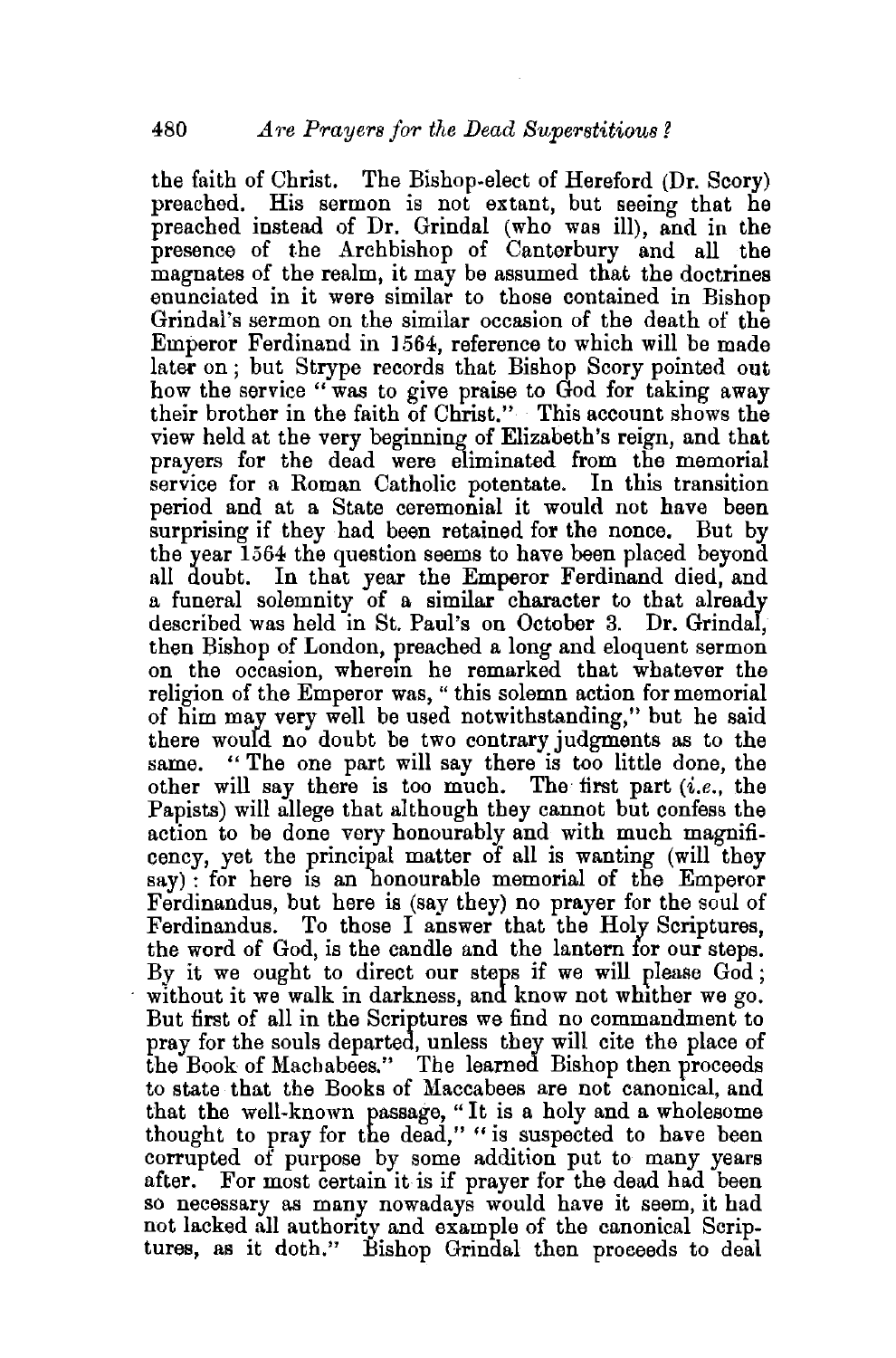the faith of Christ. The Bishop-elect of Hereford (Dr. Scory) preached. His sermon is not extant, but seeing that he preached instead of Dr. Grindal (who was ill), and in the presence of the Archbishop of Canterbury and all the magnates of the realm, it may be assumed that the doctrines enunciated in it were similar to those contained in Bishop Grindal's sermon on the similar occasion of the death of the Emperor Ferdinand in 1564, reference to which will be made later on; but Strype records that Bishop Scory pointed out how the service "was to give praise to God for taking away their brother in the faith of Christ." This account shows the view held at the very beginning of Elizabeth's reign, and that prayers for the dead were eliminated from the memorial service for a Roman Catholic potentate. In this transition period and at a State ceremonial it would not have been surprising if they had been retained for the nonce. But by the year 1564 the question seems to have been placed beyond all doubt. In that year the Emperor Ferdinand died, and a funeral solemnity of a similar character to that already described was held in St. Paul's on October 3. Dr. Grindal, then Bishop of London, preached a long and eloquent sermon on the occasion, wherein he remarked that whatever the religion of the Emperor was, "this solemn action for memorial of him may very well be used notwithstanding," but he said there would no doubt be two contrary judgments as to the same. "The one part will say there is too little done, the other will say there is too much. The first part (*i.e.*, the Papists) will allege that although they cannot but confess the action to be done very honourably and with much magnificency, yet the principal matter of all is wanting (will they say): for here is an honourable memorial of the Emperor Ferdinandus, but here is (say they) no prayer for the soul of Ferdinandus. To those I answer that the Holy Scriptures, the word of God, is the candle and the lantern for our steps. By it we ought to direct our steps if we will please God; without it we walk in darkness, and know not whither we go. But first of all in the Scriptures we find no commandment to pray for the souls departed, unless they will cite the place of the Book of Machabees." The learned Bishop then proceeds to state that the Books of Maccabees are not canonical, and that the well-known passage, "It is a holy and a wholesome thought to pray for the dead," "is suspected to have been corrupted of purpose by some addition put to many years after. For most certain it is if prayer for the dead had been so necessary as many nowadays would have it seem, it had not lacked all authority and example of the canonical Scriptures, as it doth." Bishop Grindal then proceeds to deal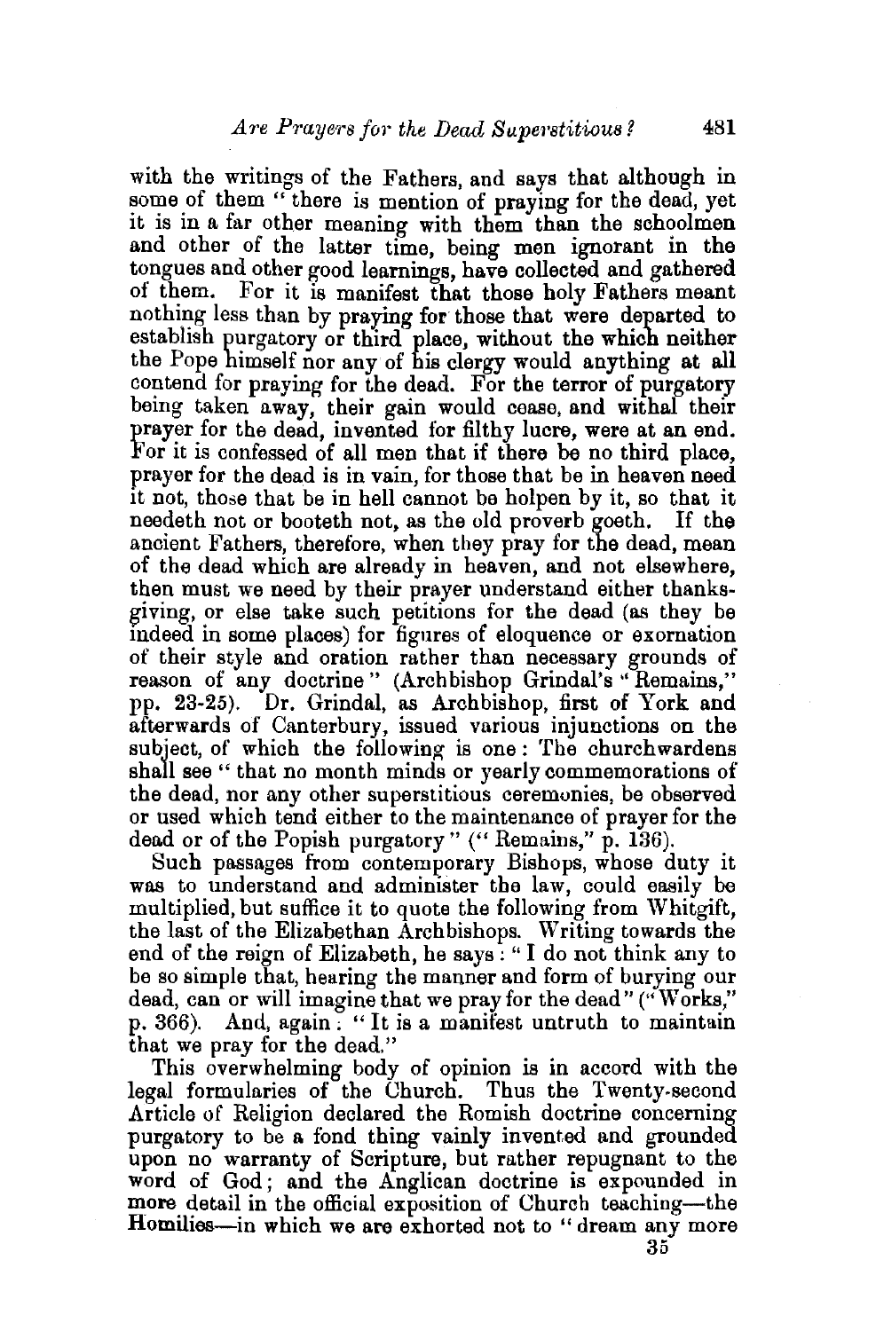with the writings of the Fathers, and says that although in some of them "there is mention of praying for the dead, yet it is in a far other meaning with them than the schoolmen and other of the latter time, being men ignorant in the tongues and other good learnings, have collected and gathered of them. For it is manifest that those holy Fathers meant nothing less than by praying for those that were departed to establish purgatory or third place, without the which neither the Pope himself nor any of his clergy would anything at all contend for praying for the dead. For the terror of purgatory being taken away, their gain would cease, and withal their prayer for the dead, invented for filthy lucre, were at an end. For it is confessed of all men that if there be no third place, prayer for the dead is in vain, for those that be in heaven need it not, those that be in hell cannot be holpen by it, so that it needeth not or booteth not, as the old proverb goeth. If the ancient Fathers, therefore, when they pray for the dead, mean of the dead which are already in heaven, and not elsewhere, then must we need by their prayer understand either thanksgiving, or else take such petitions for the dead (as they be indeed in some places) for figures of eloquence or exornation of their style and oration rather than necessary grounds of reason of any doctrine" (Archbishop Grindal's "Remains," pp. 23-25). Dr. Grindal, as Archbishop, first of York and afterwards of Canterbury, issued various injunctions on the subject, of which the following is one: The churchwardens shall see "that no month minds or yearly commemorations of the dead, nor any other superstitious ceremonies, be observed or used which tend either to the maintenance of prayer for the dead or of the Popish purgatory" ("Remains," p. 136).

Such passages from contemporary Bishops, whose duty it was to understand and administer the law, could easily be multiplied, but suffice it to quote the following from Whitgift, the last of the Elizabethan Archbishops. Writing towards the end of the reign of Elizabeth, he says: "I do not think any to be so simple that, hearing the manner and form of burying our dead, can or will imagine that we pray for the dead" ("Works," p. 366). And, again: "It is a manifest untruth to maintain that we pray for the dead."

This overwhelming body of opinion is in accord with the legal formularies of the Church. Thus the Twenty-second Article of Religion declared the Romish doctrine concerning purgatory to be a fond thing vainly invented and grounded upon no warranty of Scripture, but rather repugnant to the word of God; and the Anglican doctrine is expounded in more detail in the official exposition of Church teaching—the Homilies—in which we are exhorted not to "dream any more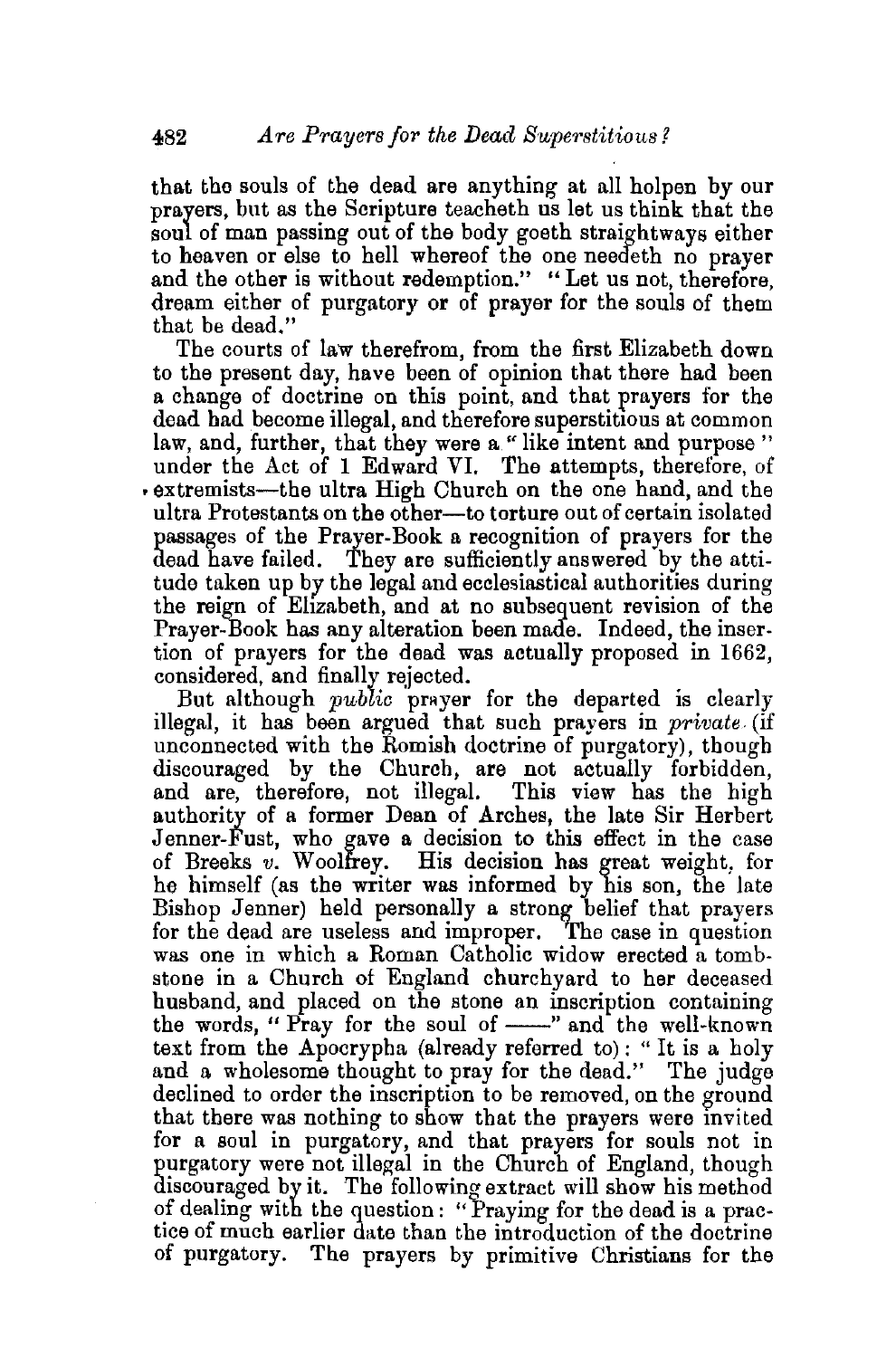that the souls of the dead are anything at all holpen by our prayers, but as the Scripture teacheth us let us think that the soul of man passing out of the body goeth straightways either to heaven or else to hell whereof the one needeth no prayer and the other is without redemption." "Let us not, therefore, dream either of purgatory or of prayer for the souls of them that be dead."

The courts of law therefrom, from the first Elizabeth down to the present day, have been of opinion that there had been a change of doctrine on this point, and that prayers for the dead had become illegal, and therefore superstitious at common law, and, further, that they were a "like intent and purpose" under the Act of 1 Edward VI. The attempts, therefore, of extremists—the ultra High Church on the one hand, and the ultra Protestants on the other—to torture out of certain isolated passages of the Prayer-Book a recognition of prayers for the dead have failed. They are sufficiently answered by the attitude taken up by the legal and ecclesiastical authorities during the reign of Elizabeth, and at no subsequent revision of the Prayer-Book has any alteration been made. Indeed, the insertion of prayers for the dead was actually proposed in 1662, considered, and finally rejected.

But although *public* prayer for the departed is clearly illegal, it has been argued that such prayers in *private* (if unconnected with the Romish doctrine of purgatory), though discouraged by the Church, are not actually forbidden, and are, therefore, not illegal. This view has the high authority of a former Dean of Arches, the late Sir Herbert Jenner-Fust, who gave a decision to this effect in the case of Breeks *v.* Woolfrey. His decision has great weight, for he himself (as the writer was informed by his son, the late Bishop Jenner) held personally a strong belief that prayers for the dead are useless and improper. The case in question was one in which a Roman Catholic widow erected a tombstone in a Church of England churchyard to her deceased husband, and placed on the stone an inscription containing the words, "Pray for the soul of ——" and the well-known text from the Apocrypha (already referred to): "It is a holy and a wholesome thought to pray for the dead." The judge declined to order the inscription to be removed, on the ground that there was nothing to show that the prayers were invited for a soul in purgatory, and that prayers for souls not in purgatory were not illegal in the Church of England, though discouraged by it. The following extract will show his method of dealing with the question: "Praying for the dead is a practice of much earlier date than the introduction of the doctrine of purgatory. The prayers by primitive Christians for the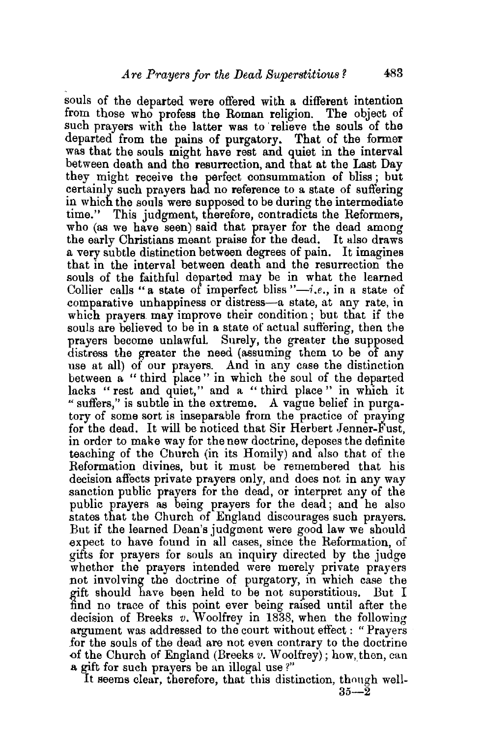souls of the departed were offered with a different intention from those who profess the Roman religion. The object of such prayers with the latter was to relieve the souls of the departed from the pains of purgatory. That of the former was that the souls might have rest and quiet in the interval between death and the resurrection, and that at the Last Day they might receive the perfect consummation of bliss; but certainly such prayers had no reference to a state of suffering in which the souls were supposed to be during the intermediate time." This judgment, therefore, contradicts the Reformers, who (as we have seen) said that prayer for the dead among the early Christians meant praise for the dead. It also draws a very subtle distinction between degrees of pain. It imagines that in the interval between death and the resurrection the souls of the faithful departed may be in what the learned Collier calls "a state of imperfect bliss"—*i.e.*, in a state of comparative unhappiness or distress—a state, at any rate, in which prayers may improve their condition; but that if the souls are believed to be in a state of actual suffering, then the prayers become unlawful. Surely, the greater the supposed distress the greater the need (assuming them to be of any use at all) of our prayers. And in any case the distinction between a "third place" in which the soul of the departed lacks "rest and quiet," and a "third place" in which it "suffers," is subtle in the extreme. A vague belief in purgatory of some sort is inseparable from the practice of praying for the dead. It will be noticed that Sir Herbert Jenner-Fust, in order to make way for the new doctrine, deposes the definite teaching of the Church (in its Homily) and also that of the Reformation divines, but it must be remembered that his decision affects private prayers only, and does not in any way sanction public prayers for the dead, or interpret any of the public prayers as being prayers for the dead; and he also states that the Church of England discourages such prayers. But if the learned Dean's judgment were good law we should expect to have found in all cases, since the Reformation, of gifts for prayers for souls an inquiry directed by the judge whether the prayers intended were merely private prayers not involving the doctrine of purgatory, in which case the gift should have been held to be not superstitious. But I find no trace of this point ever being raised until after the decision of Breeks *v.* Woolfrey in 1838, when the following argument was addressed to the court without effect: "Prayers for the souls of the dead are not even contrary to the doctrine of the Church of England (Breeks *v.* Woolfrey); how, then, can a gift for such prayers be an illegal use?"

It seems clear, therefore, that this distinction, though well-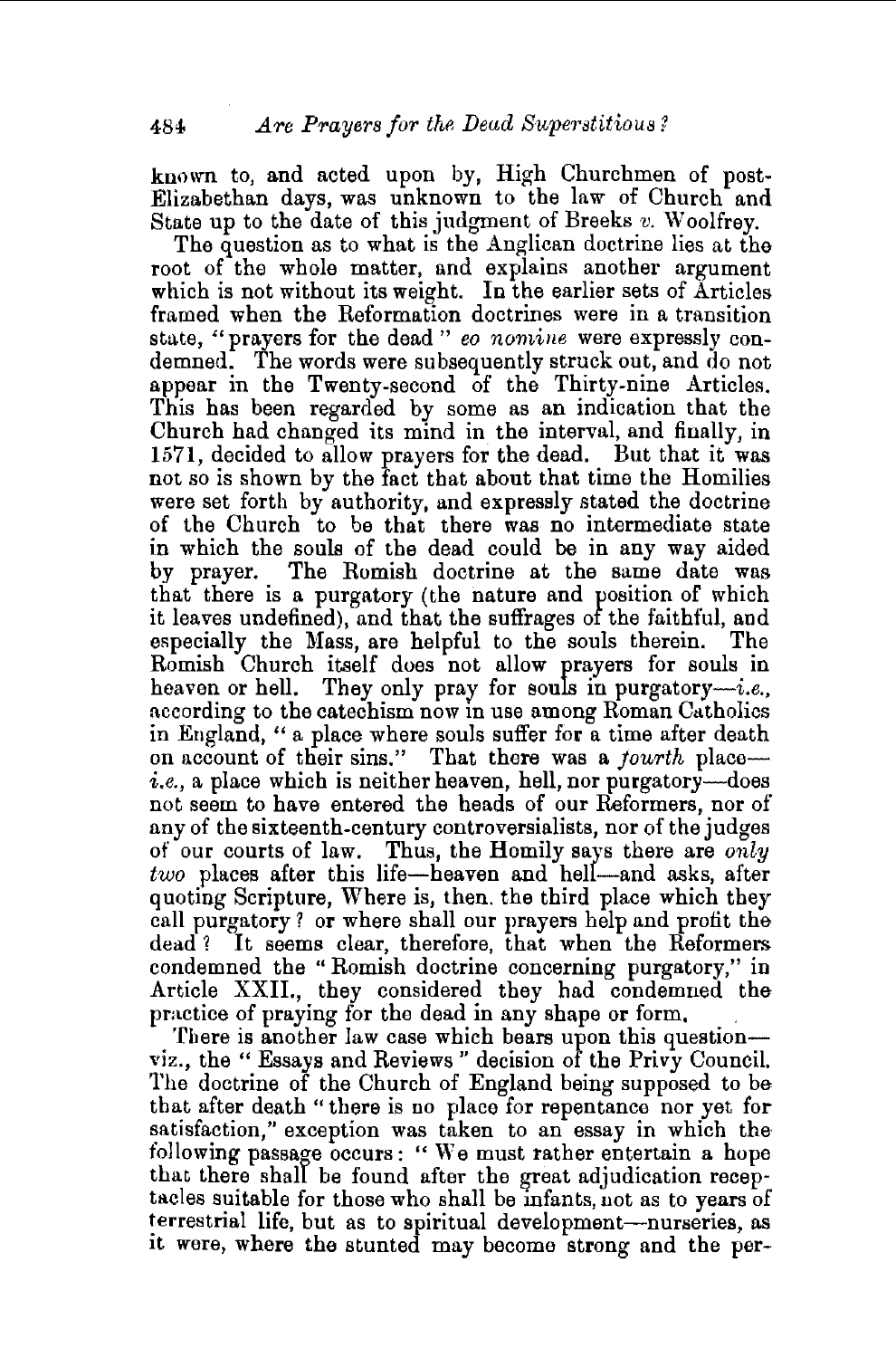known to, and acted upon by, High Churchmen of post-Elizabethan days, was unknown to the law of Church and State up to the date of this judgment of Breeks *v.* Woolfrey.

The question as to what is the Anglican doctrine lies at the root of the whole matter, and explains another argument which is not without its weight. In the earlier sets of Articles framed when the Reformation doctrines were in a transition state, "prayers for the dead" *eo nomine* were expressly condemned. The words were subsequently struck out, and do not appear in the Twenty-second of the Thirty-nine Articles. This has been regarded by some as an indication that the Church had changed its mind in the interval, and finally, in 1571, decided to allow prayers for the dead. But that it was not so is shown by the fact that about that time the Homilies were set forth by authority, and expressly stated the doctrine of the Church to be that there was no intermediate state in which the souls of the dead could be in any way aided by prayer. The Romish doctrine at the same date was that there is a purgatory (the nature and position of which it leaves undefined), and that the suffrages of the faithful, and especially the Mass, are helpful to the souls therein. The Romish Church itself does not allow prayers for souls in heaven or hell. They only pray for souls in purgatory—*i.e.*, according to the catechism now in use among Roman Catholics in England, "a place where souls suffer for a time after death on account of their sins." That there was a *fourth* place—*i.e.*, a place which is neither heaven, hell, nor purgatory—does not seem to have entered the heads of our Reformers, nor of any of the sixteenth-century controversialists, nor of the judges of our courts of law. Thus, the Homily says there are *only two* places after this life—heaven and hell—and asks, after quoting Scripture, Where is, then, the third place which they call purgatory? or where shall our prayers help and profit the dead? It seems clear, therefore, that when the Reformers condemned the "Romish doctrine concerning purgatory," in Article XXII., they considered they had condemned the practice of praying for the dead in any shape or form.

There is another law case which bears upon this question—viz., the "Essays and Reviews" decision of the Privy Council. The doctrine of the Church of England being supposed to be that after death "there is no place for repentance nor yet for satisfaction," exception was taken to an essay in which the following passage occurs: "We must rather entertain a hope that there shall be found after the great adjudication receptacles suitable for those who shall be infants, not as to years of terrestrial life, but as to spiritual development—nurseries, as it were, where the stunted may become strong and the per-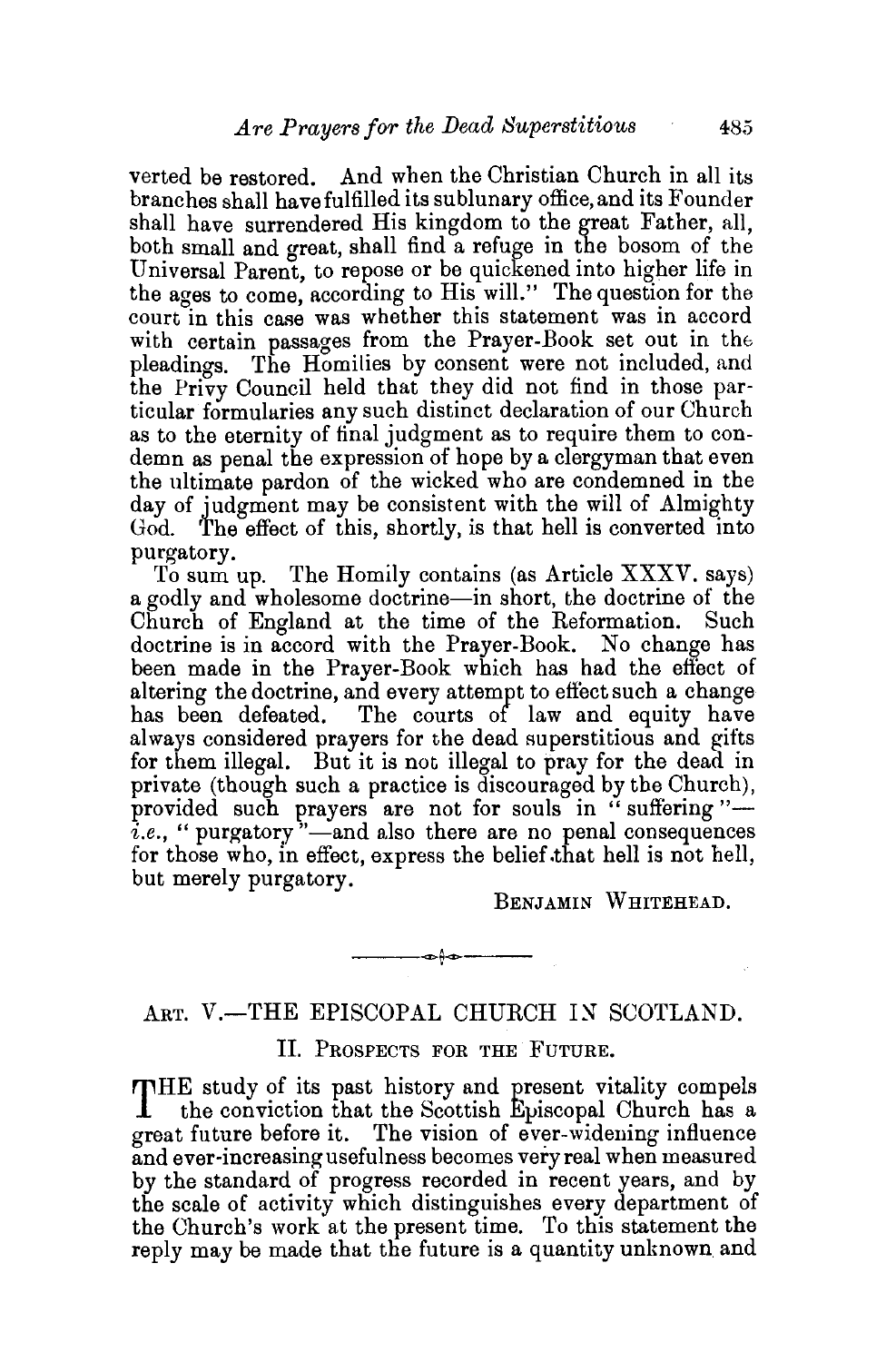verted be restored. And when the Christian Church in all its branches shall have fulfilled its sublunary office, and its Founder shall have surrendered His kingdom to the great Father, all, both small and great, shall find a refuge in the bosom of the Universal Parent, to repose or be quickened into higher life in the ages to come, according to His will." The question for the court in this case was whether this statement was in accord with certain passages from the Prayer-Book set out in the pleadings. The Homilies by consent were not included, and the Privy Council held that they did not find in those particular formularies any such distinct declaration of our Church as to the eternity of final judgment as to require them to condemn as penal the expression of hope by a clergyman that even the ultimate pardon of the wicked who are condemned in the day of judgment may be consistent with the will of Almighty God. The effect of this, shortly, is that hell is converted into purgatory.

To sum up. The Homily contains (as Article XXXV. says) a godly and wholesome doctrine—in short, the doctrine of the Church of England at the time of the Reformation. Such doctrine is in accord with the Prayer-Book. No change has been made in the Prayer-Book which has had the effect of altering the doctrine, and every attempt to effect such a change has been defeated. The courts of law and equity have always considered prayers for the dead superstitious and gifts for them illegal. But it is not illegal to pray for the dead in private (though such a practice is discouraged by the Church), provided such prayers are not for souls in "suffering"—*i.e.*, "purgatory"—and also there are no penal consequences for those who, in effect, express the belief that hell is not hell, but merely purgatory.

BENJAMIN WHITEHEAD.

---

## ART. V.—THE EPISCOPAL CHURCH IN SCOTLAND.

### II. PROSPECTS FOR THE FUTURE.

THE study of its past history and present vitality compels the conviction that the Scottish Episcopal Church has a great future before it. The vision of ever-widening influence and ever-increasing usefulness becomes very real when measured by the standard of progress recorded in recent years, and by the scale of activity which distinguishes every department of the Church's work at the present time. To this statement the reply may be made that the future is a quantity unknown and